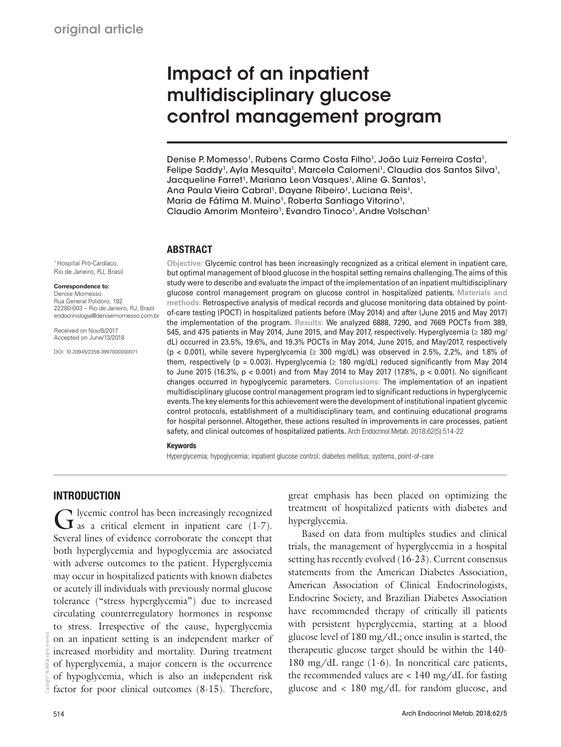original article

# Impact of an inpatient multidisciplinary glucose control management program

Denise P. Momesso[1], Rubens Carmo Costa Filho[1], João Luiz Ferreira Costa[1], Felipe Saddy[1], Ayla Mesquita[1], Marcela Calomeni[1], Claudia dos Santos Silva[1], Jacqueline Farret[1], Mariana Leon Vasques[1], Aline G. Santos[1], Ana Paula Vieira Cabral[1], Dayane Ribeiro[1], Luciana Reis[1], Maria de Fátima M. Muino[1], Roberta Santiago Vitorino[1], Claudio Amorim Monteiro[1], Evandro Tinoco[1], Andre Volschan[1]

[1] Hospital Pró-Cardíaco, Rio de Janeiro, RJ, Brasil

**Correspondence to:**
Denise Momesso
Rua General Polidoro, 192
22280-003 – Rio de Janeiro, RJ, Brazil
endocrinologia@denisemomesso.com.br

Received on Nov/8/2017
Accepted on June/13/2018

DOI: 10.20945/2359-3997000000071

## ABSTRACT

**Objective:** Glycemic control has been increasingly recognized as a critical element in inpatient care, but optimal management of blood glucose in the hospital setting remains challenging. The aims of this study were to describe and evaluate the impact of the implementation of an inpatient multidisciplinary glucose control management program on glucose control in hospitalized patients. **Materials and methods:** Retrospective analysis of medical records and glucose monitoring data obtained by point-of-care testing (POCT) in hospitalized patients before (May 2014) and after (June 2015 and May 2017) the implementation of the program. **Results:** We analyzed 6888, 7290, and 7669 POCTs from 389, 545, and 475 patients in May 2014, June 2015, and May 2017, respectively. Hyperglycemia (≥ 180 mg/dL) occurred in 23.5%, 19.6%, and 19.3% POCTs in May 2014, June 2015, and May/2017, respectively ($p < 0.001$), while severe hyperglycemia (≥ 300 mg/dL) was observed in 2.5%, 2.2%, and 1.8% of them, respectively ($p = 0.003$). Hyperglycemia (≥ 180 mg/dL) reduced significantly from May 2014 to June 2015 (16.3%, $p < 0.001$) and from May 2014 to May 2017 (17.8%, $p < 0.001$). No significant changes occurred in hypoglycemic parameters. **Conclusions:** The implementation of an inpatient multidisciplinary glucose control management program led to significant reductions in hyperglycemic events. The key elements for this achievement were the development of institutional inpatient glycemic control protocols, establishment of a multidisciplinary team, and continuing educational programs for hospital personnel. Altogether, these actions resulted in improvements in care processes, patient safety, and clinical outcomes of hospitalized patients. Arch Endocrinol Metab. 2018;62(5):514-22

**Keywords**

Hyperglycemia; hypoglycemia; inpatient glucose control; diabetes mellitus; systems, point-of-care

## INTRODUCTION

Glycemic control has been increasingly recognized as a critical element in inpatient care (1-7). Several lines of evidence corroborate the concept that both hyperglycemia and hypoglycemia are associated with adverse outcomes to the patient. Hyperglycemia may occur in hospitalized patients with known diabetes or acutely ill individuals with previously normal glucose tolerance ("stress hyperglycemia") due to increased circulating counterregulatory hormones in response to stress. Irrespective of the cause, hyperglycemia on an inpatient setting is an independent marker of increased morbidity and mortality. During treatment of hyperglycemia, a major concern is the occurrence of hypoglycemia, which is also an independent risk factor for poor clinical outcomes (8-15). Therefore, great emphasis has been placed on optimizing the treatment of hospitalized patients with diabetes and hyperglycemia.

Based on data from multiples studies and clinical trials, the management of hyperglycemia in a hospital setting has recently evolved (16-23). Current consensus statements from the American Diabetes Association, American Association of Clinical Endocrinologists, Endocrine Society, and Brazilian Diabetes Association have recommended therapy of critically ill patients with persistent hyperglycemia, starting at a blood glucose level of 180 mg/dL; once insulin is started, the therapeutic glucose target should be within the 140-180 mg/dL range (1-6). In noncritical care patients, the recommended values are < 140 mg/dL for fasting glucose and < 180 mg/dL for random glucose, and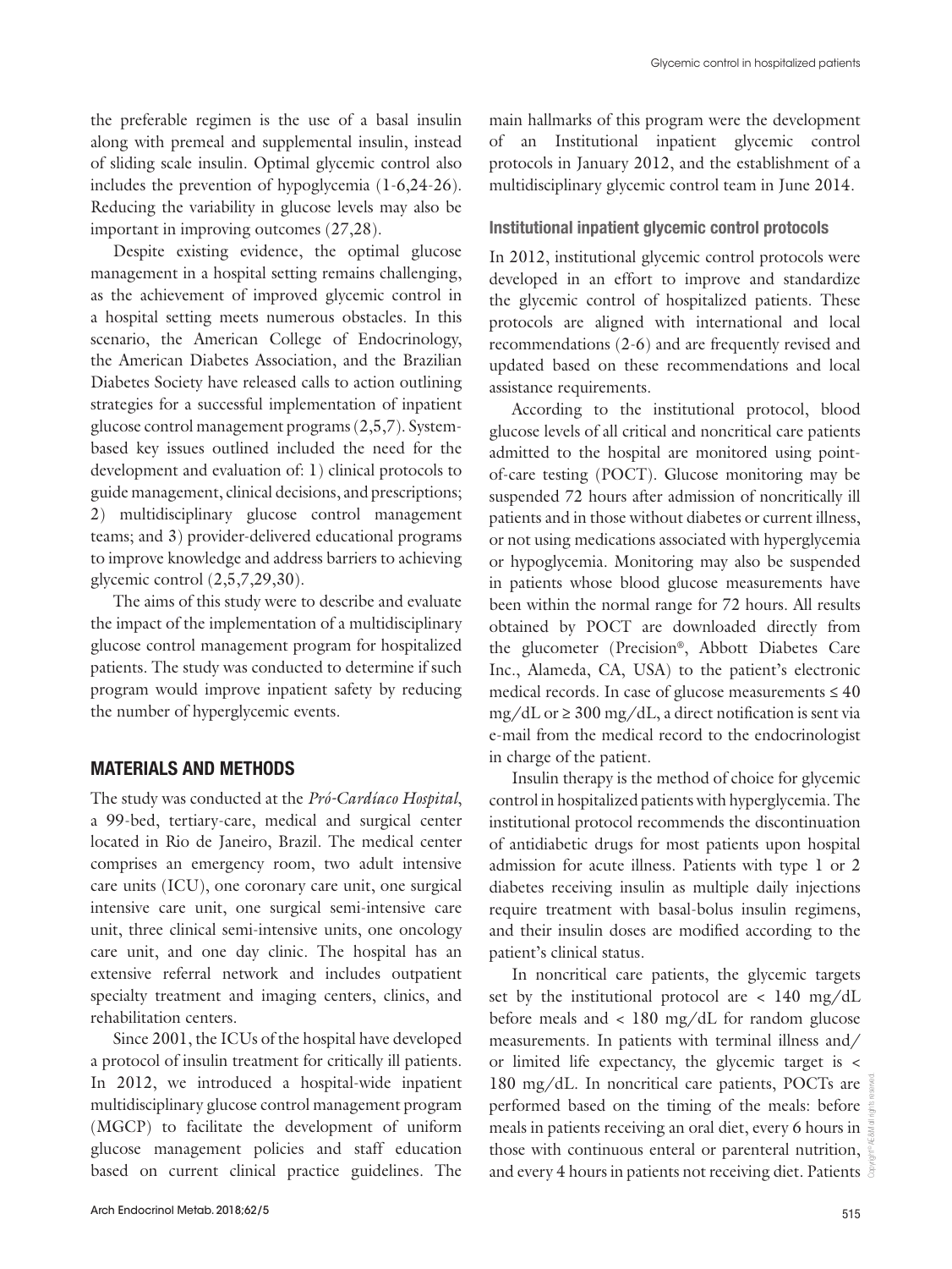the preferable regimen is the use of a basal insulin along with premeal and supplemental insulin, instead of sliding scale insulin. Optimal glycemic control also includes the prevention of hypoglycemia (1-6,24-26). Reducing the variability in glucose levels may also be important in improving outcomes (27,28).

Despite existing evidence, the optimal glucose management in a hospital setting remains challenging, as the achievement of improved glycemic control in a hospital setting meets numerous obstacles. In this scenario, the American College of Endocrinology, the American Diabetes Association, and the Brazilian Diabetes Society have released calls to action outlining strategies for a successful implementation of inpatient glucose control management programs (2,5,7). System-based key issues outlined included the need for the development and evaluation of: 1) clinical protocols to guide management, clinical decisions, and prescriptions; 2) multidisciplinary glucose control management teams; and 3) provider-delivered educational programs to improve knowledge and address barriers to achieving glycemic control (2,5,7,29,30).

The aims of this study were to describe and evaluate the impact of the implementation of a multidisciplinary glucose control management program for hospitalized patients. The study was conducted to determine if such program would improve inpatient safety by reducing the number of hyperglycemic events.

## MATERIALS AND METHODS

The study was conducted at the *Pró-Cardíaco Hospital*, a 99-bed, tertiary-care, medical and surgical center located in Rio de Janeiro, Brazil. The medical center comprises an emergency room, two adult intensive care units (ICU), one coronary care unit, one surgical intensive care unit, one surgical semi-intensive care unit, three clinical semi-intensive units, one oncology care unit, and one day clinic. The hospital has an extensive referral network and includes outpatient specialty treatment and imaging centers, clinics, and rehabilitation centers.

Since 2001, the ICUs of the hospital have developed a protocol of insulin treatment for critically ill patients. In 2012, we introduced a hospital-wide inpatient multidisciplinary glucose control management program (MGCP) to facilitate the development of uniform glucose management policies and staff education based on current clinical practice guidelines. The main hallmarks of this program were the development of an Institutional inpatient glycemic control protocols in January 2012, and the establishment of a multidisciplinary glycemic control team in June 2014.

### Institutional inpatient glycemic control protocols

In 2012, institutional glycemic control protocols were developed in an effort to improve and standardize the glycemic control of hospitalized patients. These protocols are aligned with international and local recommendations (2-6) and are frequently revised and updated based on these recommendations and local assistance requirements.

According to the institutional protocol, blood glucose levels of all critical and noncritical care patients admitted to the hospital are monitored using point-of-care testing (POCT). Glucose monitoring may be suspended 72 hours after admission of noncritically ill patients and in those without diabetes or current illness, or not using medications associated with hyperglycemia or hypoglycemia. Monitoring may also be suspended in patients whose blood glucose measurements have been within the normal range for 72 hours. All results obtained by POCT are downloaded directly from the glucometer (Precision®, Abbott Diabetes Care Inc., Alameda, CA, USA) to the patient's electronic medical records. In case of glucose measurements ≤ 40 mg/dL or ≥ 300 mg/dL, a direct notification is sent via e-mail from the medical record to the endocrinologist in charge of the patient.

Insulin therapy is the method of choice for glycemic control in hospitalized patients with hyperglycemia. The institutional protocol recommends the discontinuation of antidiabetic drugs for most patients upon hospital admission for acute illness. Patients with type 1 or 2 diabetes receiving insulin as multiple daily injections require treatment with basal-bolus insulin regimens, and their insulin doses are modified according to the patient's clinical status.

In noncritical care patients, the glycemic targets set by the institutional protocol are < 140 mg/dL before meals and < 180 mg/dL for random glucose measurements. In patients with terminal illness and/or limited life expectancy, the glycemic target is < 180 mg/dL. In noncritical care patients, POCTs are performed based on the timing of the meals: before meals in patients receiving an oral diet, every 6 hours in those with continuous enteral or parenteral nutrition, and every 4 hours in patients not receiving diet. Patients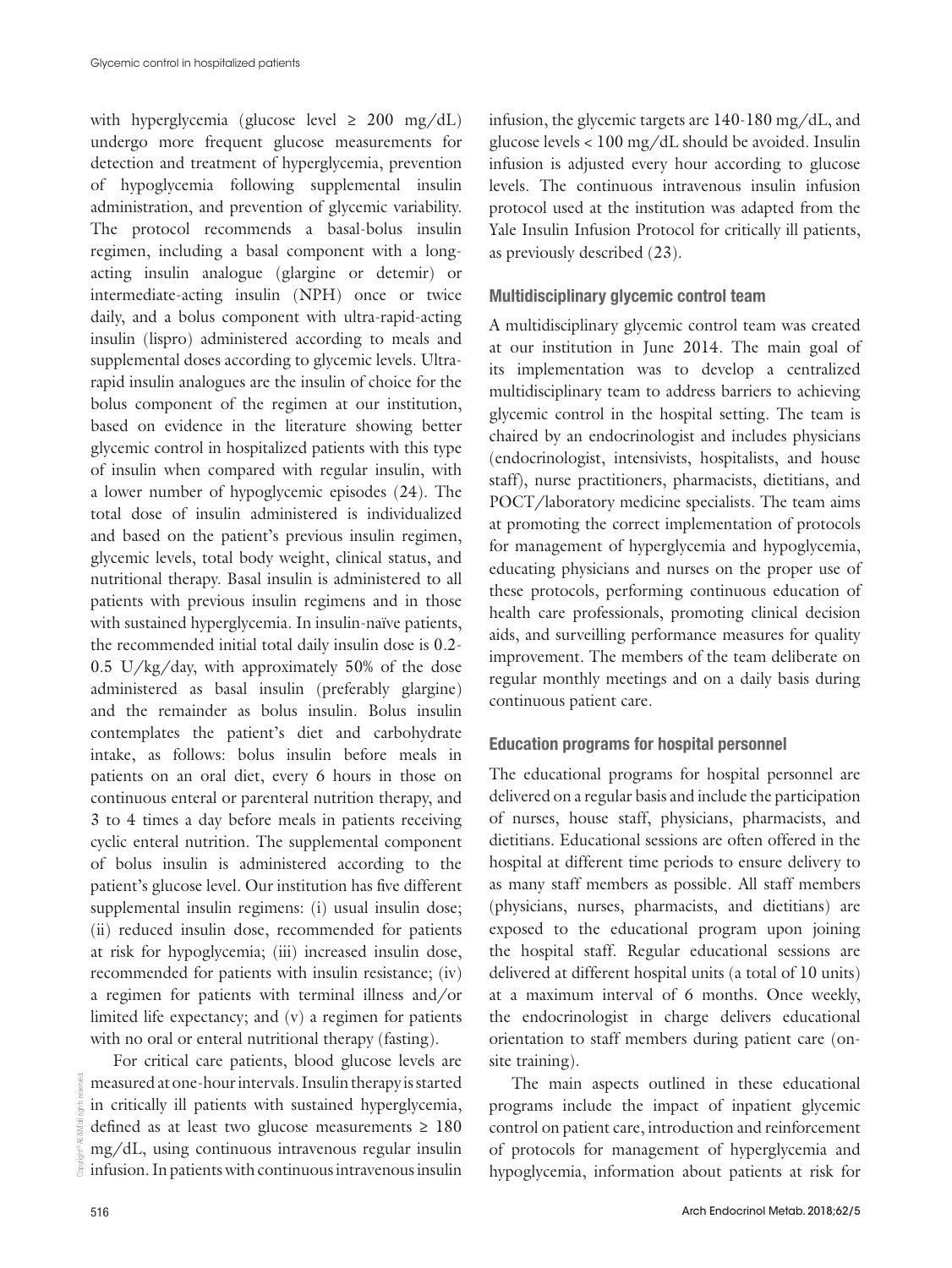with hyperglycemia (glucose level ≥ 200 mg/dL) undergo more frequent glucose measurements for detection and treatment of hyperglycemia, prevention of hypoglycemia following supplemental insulin administration, and prevention of glycemic variability. The protocol recommends a basal-bolus insulin regimen, including a basal component with a long-acting insulin analogue (glargine or detemir) or intermediate-acting insulin (NPH) once or twice daily, and a bolus component with ultra-rapid-acting insulin (lispro) administered according to meals and supplemental doses according to glycemic levels. Ultra-rapid insulin analogues are the insulin of choice for the bolus component of the regimen at our institution, based on evidence in the literature showing better glycemic control in hospitalized patients with this type of insulin when compared with regular insulin, with a lower number of hypoglycemic episodes (24). The total dose of insulin administered is individualized and based on the patient's previous insulin regimen, glycemic levels, total body weight, clinical status, and nutritional therapy. Basal insulin is administered to all patients with previous insulin regimens and in those with sustained hyperglycemia. In insulin-naïve patients, the recommended initial total daily insulin dose is 0.2-0.5 U/kg/day, with approximately 50% of the dose administered as basal insulin (preferably glargine) and the remainder as bolus insulin. Bolus insulin contemplates the patient's diet and carbohydrate intake, as follows: bolus insulin before meals in patients on an oral diet, every 6 hours in those on continuous enteral or parenteral nutrition therapy, and 3 to 4 times a day before meals in patients receiving cyclic enteral nutrition. The supplemental component of bolus insulin is administered according to the patient's glucose level. Our institution has five different supplemental insulin regimens: (i) usual insulin dose; (ii) reduced insulin dose, recommended for patients at risk for hypoglycemia; (iii) increased insulin dose, recommended for patients with insulin resistance; (iv) a regimen for patients with terminal illness and/or limited life expectancy; and (v) a regimen for patients with no oral or enteral nutritional therapy (fasting).

For critical care patients, blood glucose levels are measured at one-hour intervals. Insulin therapy is started in critically ill patients with sustained hyperglycemia, defined as at least two glucose measurements ≥ 180 mg/dL, using continuous intravenous regular insulin infusion. In patients with continuous intravenous insulin infusion, the glycemic targets are 140-180 mg/dL, and glucose levels < 100 mg/dL should be avoided. Insulin infusion is adjusted every hour according to glucose levels. The continuous intravenous insulin infusion protocol used at the institution was adapted from the Yale Insulin Infusion Protocol for critically ill patients, as previously described (23).

### Multidisciplinary glycemic control team

A multidisciplinary glycemic control team was created at our institution in June 2014. The main goal of its implementation was to develop a centralized multidisciplinary team to address barriers to achieving glycemic control in the hospital setting. The team is chaired by an endocrinologist and includes physicians (endocrinologist, intensivists, hospitalists, and house staff), nurse practitioners, pharmacists, dietitians, and POCT/laboratory medicine specialists. The team aims at promoting the correct implementation of protocols for management of hyperglycemia and hypoglycemia, educating physicians and nurses on the proper use of these protocols, performing continuous education of health care professionals, promoting clinical decision aids, and surveilling performance measures for quality improvement. The members of the team deliberate on regular monthly meetings and on a daily basis during continuous patient care.

### Education programs for hospital personnel

The educational programs for hospital personnel are delivered on a regular basis and include the participation of nurses, house staff, physicians, pharmacists, and dietitians. Educational sessions are often offered in the hospital at different time periods to ensure delivery to as many staff members as possible. All staff members (physicians, nurses, pharmacists, and dietitians) are exposed to the educational program upon joining the hospital staff. Regular educational sessions are delivered at different hospital units (a total of 10 units) at a maximum interval of 6 months. Once weekly, the endocrinologist in charge delivers educational orientation to staff members during patient care (on-site training).

The main aspects outlined in these educational programs include the impact of inpatient glycemic control on patient care, introduction and reinforcement of protocols for management of hyperglycemia and hypoglycemia, information about patients at risk for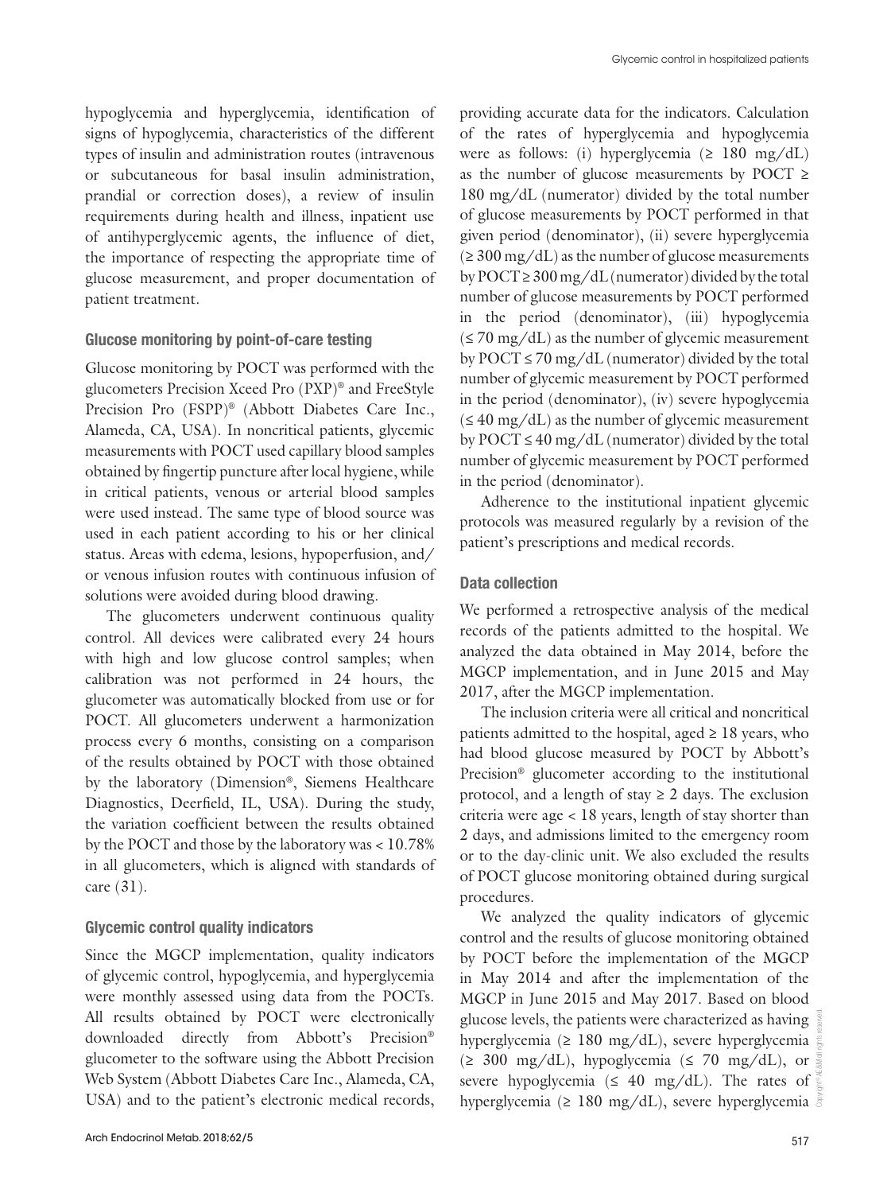hypoglycemia and hyperglycemia, identification of signs of hypoglycemia, characteristics of the different types of insulin and administration routes (intravenous or subcutaneous for basal insulin administration, prandial or correction doses), a review of insulin requirements during health and illness, inpatient use of antihyperglycemic agents, the influence of diet, the importance of respecting the appropriate time of glucose measurement, and proper documentation of patient treatment.

### Glucose monitoring by point-of-care testing

Glucose monitoring by POCT was performed with the glucometers Precision Xceed Pro (PXP)® and FreeStyle Precision Pro (FSPP)® (Abbott Diabetes Care Inc., Alameda, CA, USA). In noncritical patients, glycemic measurements with POCT used capillary blood samples obtained by fingertip puncture after local hygiene, while in critical patients, venous or arterial blood samples were used instead. The same type of blood source was used in each patient according to his or her clinical status. Areas with edema, lesions, hypoperfusion, and/or venous infusion routes with continuous infusion of solutions were avoided during blood drawing.

The glucometers underwent continuous quality control. All devices were calibrated every 24 hours with high and low glucose control samples; when calibration was not performed in 24 hours, the glucometer was automatically blocked from use or for POCT. All glucometers underwent a harmonization process every 6 months, consisting on a comparison of the results obtained by POCT with those obtained by the laboratory (Dimension®, Siemens Healthcare Diagnostics, Deerfield, IL, USA). During the study, the variation coefficient between the results obtained by the POCT and those by the laboratory was < 10.78% in all glucometers, which is aligned with standards of care (31).

### Glycemic control quality indicators

Since the MGCP implementation, quality indicators of glycemic control, hypoglycemia, and hyperglycemia were monthly assessed using data from the POCTs. All results obtained by POCT were electronically downloaded directly from Abbott's Precision® glucometer to the software using the Abbott Precision Web System (Abbott Diabetes Care Inc., Alameda, CA, USA) and to the patient's electronic medical records, providing accurate data for the indicators. Calculation of the rates of hyperglycemia and hypoglycemia were as follows: (i) hyperglycemia (≥ 180 mg/dL) as the number of glucose measurements by POCT ≥ 180 mg/dL (numerator) divided by the total number of glucose measurements by POCT performed in that given period (denominator), (ii) severe hyperglycemia (≥ 300 mg/dL) as the number of glucose measurements by POCT ≥ 300 mg/dL (numerator) divided by the total number of glucose measurements by POCT performed in the period (denominator), (iii) hypoglycemia (≤ 70 mg/dL) as the number of glycemic measurement by POCT ≤ 70 mg/dL (numerator) divided by the total number of glycemic measurement by POCT performed in the period (denominator), (iv) severe hypoglycemia (≤ 40 mg/dL) as the number of glycemic measurement by POCT ≤ 40 mg/dL (numerator) divided by the total number of glycemic measurement by POCT performed in the period (denominator).

Adherence to the institutional inpatient glycemic protocols was measured regularly by a revision of the patient's prescriptions and medical records.

### Data collection

We performed a retrospective analysis of the medical records of the patients admitted to the hospital. We analyzed the data obtained in May 2014, before the MGCP implementation, and in June 2015 and May 2017, after the MGCP implementation.

The inclusion criteria were all critical and noncritical patients admitted to the hospital, aged ≥ 18 years, who had blood glucose measured by POCT by Abbott's Precision® glucometer according to the institutional protocol, and a length of stay ≥ 2 days. The exclusion criteria were age < 18 years, length of stay shorter than 2 days, and admissions limited to the emergency room or to the day-clinic unit. We also excluded the results of POCT glucose monitoring obtained during surgical procedures.

We analyzed the quality indicators of glycemic control and the results of glucose monitoring obtained by POCT before the implementation of the MGCP in May 2014 and after the implementation of the MGCP in June 2015 and May 2017. Based on blood glucose levels, the patients were characterized as having hyperglycemia (≥ 180 mg/dL), severe hyperglycemia (≥ 300 mg/dL), hypoglycemia (≤ 70 mg/dL), or severe hypoglycemia (≤ 40 mg/dL). The rates of hyperglycemia (≥ 180 mg/dL), severe hyperglycemia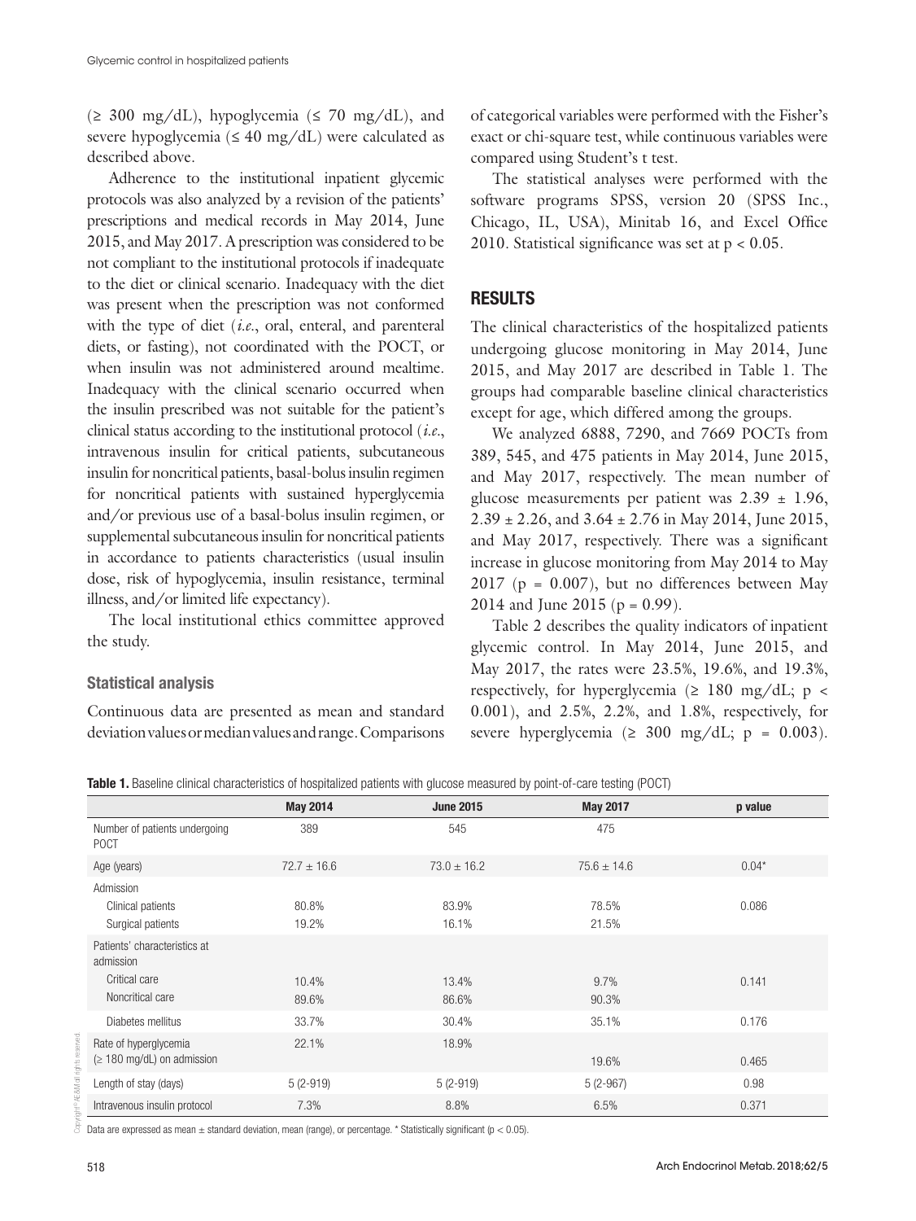(≥ 300 mg/dL), hypoglycemia (≤ 70 mg/dL), and severe hypoglycemia (≤ 40 mg/dL) were calculated as described above.

Adherence to the institutional inpatient glycemic protocols was also analyzed by a revision of the patients' prescriptions and medical records in May 2014, June 2015, and May 2017. A prescription was considered to be not compliant to the institutional protocols if inadequate to the diet or clinical scenario. Inadequacy with the diet was present when the prescription was not conformed with the type of diet (*i.e.*, oral, enteral, and parenteral diets, or fasting), not coordinated with the POCT, or when insulin was not administered around mealtime. Inadequacy with the clinical scenario occurred when the insulin prescribed was not suitable for the patient's clinical status according to the institutional protocol (*i.e.*, intravenous insulin for critical patients, subcutaneous insulin for noncritical patients, basal-bolus insulin regimen for noncritical patients with sustained hyperglycemia and/or previous use of a basal-bolus insulin regimen, or supplemental subcutaneous insulin for noncritical patients in accordance to patients characteristics (usual insulin dose, risk of hypoglycemia, insulin resistance, terminal illness, and/or limited life expectancy).

The local institutional ethics committee approved the study.

### Statistical analysis

Continuous data are presented as mean and standard deviation values or median values and range. Comparisons of categorical variables were performed with the Fisher's exact or chi-square test, while continuous variables were compared using Student's t test.

The statistical analyses were performed with the software programs SPSS, version 20 (SPSS Inc., Chicago, IL, USA), Minitab 16, and Excel Office 2010. Statistical significance was set at $p < 0.05$.

## RESULTS

The clinical characteristics of the hospitalized patients undergoing glucose monitoring in May 2014, June 2015, and May 2017 are described in Table 1. The groups had comparable baseline clinical characteristics except for age, which differed among the groups.

We analyzed 6888, 7290, and 7669 POCTs from 389, 545, and 475 patients in May 2014, June 2015, and May 2017, respectively. The mean number of glucose measurements per patient was 2.39 ± 1.96, 2.39 ± 2.26, and 3.64 ± 2.76 in May 2014, June 2015, and May 2017, respectively. There was a significant increase in glucose monitoring from May 2014 to May 2017 ($p = 0.007$), but no differences between May 2014 and June 2015 ($p = 0.99$).

Table 2 describes the quality indicators of inpatient glycemic control. In May 2014, June 2015, and May 2017, the rates were 23.5%, 19.6%, and 19.3%, respectively, for hyperglycemia (≥ 180 mg/dL; $p < 0.001$), and 2.5%, 2.2%, and 1.8%, respectively, for severe hyperglycemia (≥ 300 mg/dL; $p = 0.003$).

**Table 1.** Baseline clinical characteristics of hospitalized patients with glucose measured by point-of-care testing (POCT)

| | May 2014 | June 2015 | May 2017 | p value |
|---|---|---|---|---|
| Number of patients undergoing POCT | 389 | 545 | 475 | |
| Age (years) | 72.7 ± 16.6 | 73.0 ± 16.2 | 75.6 ± 14.6 | 0.04* |
| Admission | | | | |
| Clinical patients | 80.8% | 83.9% | 78.5% | 0.086 |
| Surgical patients | 19.2% | 16.1% | 21.5% | |
| Patients' characteristics at admission | | | | |
| Critical care | 10.4% | 13.4% | 9.7% | 0.141 |
| Noncritical care | 89.6% | 86.6% | 90.3% | |
| Diabetes mellitus | 33.7% | 30.4% | 35.1% | 0.176 |
| Rate of hyperglycemia (≥ 180 mg/dL) on admission | 22.1% | 18.9% | 19.6% | 0.465 |
| Length of stay (days) | 5 (2-919) | 5 (2-919) | 5 (2-967) | 0.98 |
| Intravenous insulin protocol | 7.3% | 8.8% | 6.5% | 0.371 |

Data are expressed as mean ± standard deviation, mean (range), or percentage. * Statistically significant ($p < 0.05$).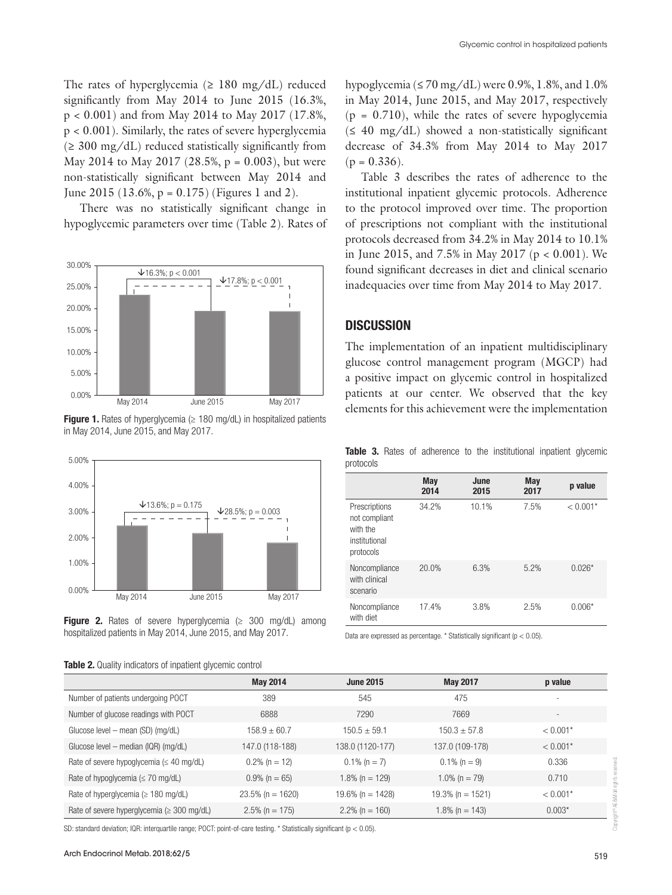The rates of hyperglycemia (≥ 180 mg/dL) reduced significantly from May 2014 to June 2015 (16.3%, $p < 0.001$) and from May 2014 to May 2017 (17.8%, $p < 0.001$). Similarly, the rates of severe hyperglycemia (≥ 300 mg/dL) reduced statistically significantly from May 2014 to May 2017 (28.5%, $p = 0.003$), but were non-statistically significant between May 2014 and June 2015 (13.6%, $p = 0.175$) (Figures 1 and 2).

There was no statistically significant change in hypoglycemic parameters over time (Table 2). Rates of hypoglycemia (≤ 70 mg/dL) were 0.9%, 1.8%, and 1.0% in May 2014, June 2015, and May 2017, respectively ($p = 0.710$), while the rates of severe hypoglycemia (≤ 40 mg/dL) showed a non-statistically significant decrease of 34.3% from May 2014 to May 2017 ($p = 0.336$).

**Figure 1.** Rates of hyperglycemia (≥ 180 mg/dL) in hospitalized patients in May 2014, June 2015, and May 2017.

**Figure 2.** Rates of severe hyperglycemia (≥ 300 mg/dL) among hospitalized patients in May 2014, June 2015, and May 2017.

Table 3 describes the rates of adherence to the institutional inpatient glycemic protocols. Adherence to the protocol improved over time. The proportion of prescriptions not compliant with the institutional protocols decreased from 34.2% in May 2014 to 10.1% in June 2015, and 7.5% in May 2017 ($p < 0.001$). We found significant decreases in diet and clinical scenario inadequacies over time from May 2014 to May 2017.

## DISCUSSION

The implementation of an inpatient multidisciplinary glucose control management program (MGCP) had a positive impact on glycemic control in hospitalized patients at our center. We observed that the key elements for this achievement were the implementation

**Table 3.** Rates of adherence to the institutional inpatient glycemic protocols

| | May 2014 | June 2015 | May 2017 | p value |
|---|---|---|---|---|
| Prescriptions not compliant with the institutional protocols | 34.2% | 10.1% | 7.5% | < 0.001* |
| Noncompliance with clinical scenario | 20.0% | 6.3% | 5.2% | 0.026* |
| Noncompliance with diet | 17.4% | 3.8% | 2.5% | 0.006* |

Data are expressed as percentage. * Statistically significant ($p < 0.05$).

**Table 2.** Quality indicators of inpatient glycemic control

| | May 2014 | June 2015 | May 2017 | p value |
|---|---|---|---|---|
| Number of patients undergoing POCT | 389 | 545 | 475 | - |
| Number of glucose readings with POCT | 6888 | 7290 | 7669 | - |
| Glucose level – mean (SD) (mg/dL) | 158.9 ± 60.7 | 150.5 ± 59.1 | 150.3 ± 57.8 | < 0.001* |
| Glucose level – median (IQR) (mg/dL) | 147.0 (118-188) | 138.0 (1120-177) | 137.0 (109-178) | < 0.001* |
| Rate of severe hypoglycemia (≤ 40 mg/dL) | 0.2% (n = 12) | 0.1% (n = 7) | 0.1% (n = 9) | 0.336 |
| Rate of hypoglycemia (≤ 70 mg/dL) | 0.9% (n = 65) | 1.8% (n = 129) | 1.0% (n = 79) | 0.710 |
| Rate of hyperglycemia (≥ 180 mg/dL) | 23.5% (n = 1620) | 19.6% (n = 1428) | 19.3% (n = 1521) | < 0.001* |
| Rate of severe hyperglycemia (≥ 300 mg/dL) | 2.5% (n = 175) | 2.2% (n = 160) | 1.8% (n = 143) | 0.003* |

SD: standard deviation; IQR: interquartile range; POCT: point-of-care testing. * Statistically significant ($p < 0.05$).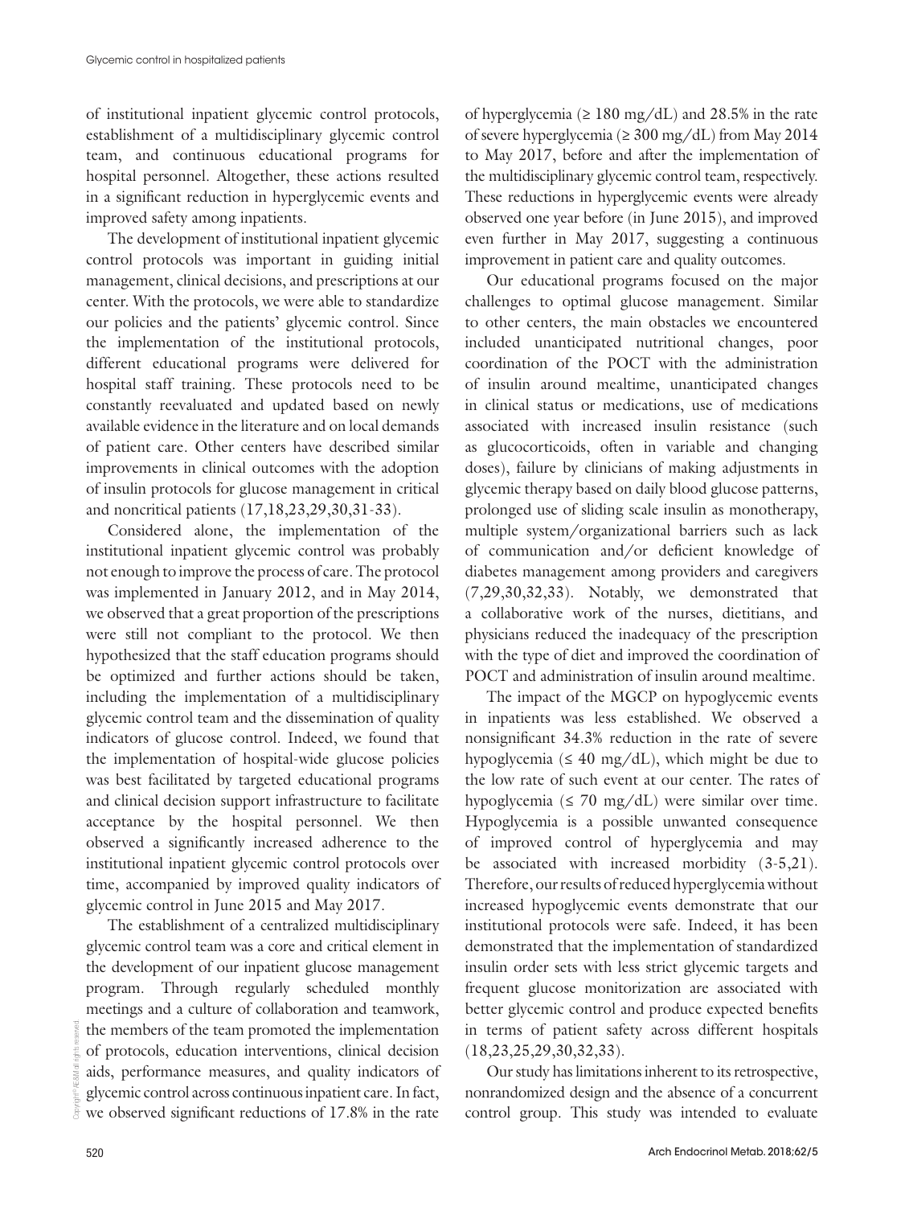of institutional inpatient glycemic control protocols, establishment of a multidisciplinary glycemic control team, and continuous educational programs for hospital personnel. Altogether, these actions resulted in a significant reduction in hyperglycemic events and improved safety among inpatients.

The development of institutional inpatient glycemic control protocols was important in guiding initial management, clinical decisions, and prescriptions at our center. With the protocols, we were able to standardize our policies and the patients' glycemic control. Since the implementation of the institutional protocols, different educational programs were delivered for hospital staff training. These protocols need to be constantly reevaluated and updated based on newly available evidence in the literature and on local demands of patient care. Other centers have described similar improvements in clinical outcomes with the adoption of insulin protocols for glucose management in critical and noncritical patients (17,18,23,29,30,31-33).

Considered alone, the implementation of the institutional inpatient glycemic control was probably not enough to improve the process of care. The protocol was implemented in January 2012, and in May 2014, we observed that a great proportion of the prescriptions were still not compliant to the protocol. We then hypothesized that the staff education programs should be optimized and further actions should be taken, including the implementation of a multidisciplinary glycemic control team and the dissemination of quality indicators of glucose control. Indeed, we found that the implementation of hospital-wide glucose policies was best facilitated by targeted educational programs and clinical decision support infrastructure to facilitate acceptance by the hospital personnel. We then observed a significantly increased adherence to the institutional inpatient glycemic control protocols over time, accompanied by improved quality indicators of glycemic control in June 2015 and May 2017.

The establishment of a centralized multidisciplinary glycemic control team was a core and critical element in the development of our inpatient glucose management program. Through regularly scheduled monthly meetings and a culture of collaboration and teamwork, the members of the team promoted the implementation of protocols, education interventions, clinical decision aids, performance measures, and quality indicators of glycemic control across continuous inpatient care. In fact, we observed significant reductions of 17.8% in the rate of hyperglycemia (≥ 180 mg/dL) and 28.5% in the rate of severe hyperglycemia (≥ 300 mg/dL) from May 2014 to May 2017, before and after the implementation of the multidisciplinary glycemic control team, respectively. These reductions in hyperglycemic events were already observed one year before (in June 2015), and improved even further in May 2017, suggesting a continuous improvement in patient care and quality outcomes.

Our educational programs focused on the major challenges to optimal glucose management. Similar to other centers, the main obstacles we encountered included unanticipated nutritional changes, poor coordination of the POCT with the administration of insulin around mealtime, unanticipated changes in clinical status or medications, use of medications associated with increased insulin resistance (such as glucocorticoids, often in variable and changing doses), failure by clinicians of making adjustments in glycemic therapy based on daily blood glucose patterns, prolonged use of sliding scale insulin as monotherapy, multiple system/organizational barriers such as lack of communication and/or deficient knowledge of diabetes management among providers and caregivers (7,29,30,32,33). Notably, we demonstrated that a collaborative work of the nurses, dietitians, and physicians reduced the inadequacy of the prescription with the type of diet and improved the coordination of POCT and administration of insulin around mealtime.

The impact of the MGCP on hypoglycemic events in inpatients was less established. We observed a nonsignificant 34.3% reduction in the rate of severe hypoglycemia (≤ 40 mg/dL), which might be due to the low rate of such event at our center. The rates of hypoglycemia (≤ 70 mg/dL) were similar over time. Hypoglycemia is a possible unwanted consequence of improved control of hyperglycemia and may be associated with increased morbidity (3-5,21). Therefore, our results of reduced hyperglycemia without increased hypoglycemic events demonstrate that our institutional protocols were safe. Indeed, it has been demonstrated that the implementation of standardized insulin order sets with less strict glycemic targets and frequent glucose monitorization are associated with better glycemic control and produce expected benefits in terms of patient safety across different hospitals (18,23,25,29,30,32,33).

Our study has limitations inherent to its retrospective, nonrandomized design and the absence of a concurrent control group. This study was intended to evaluate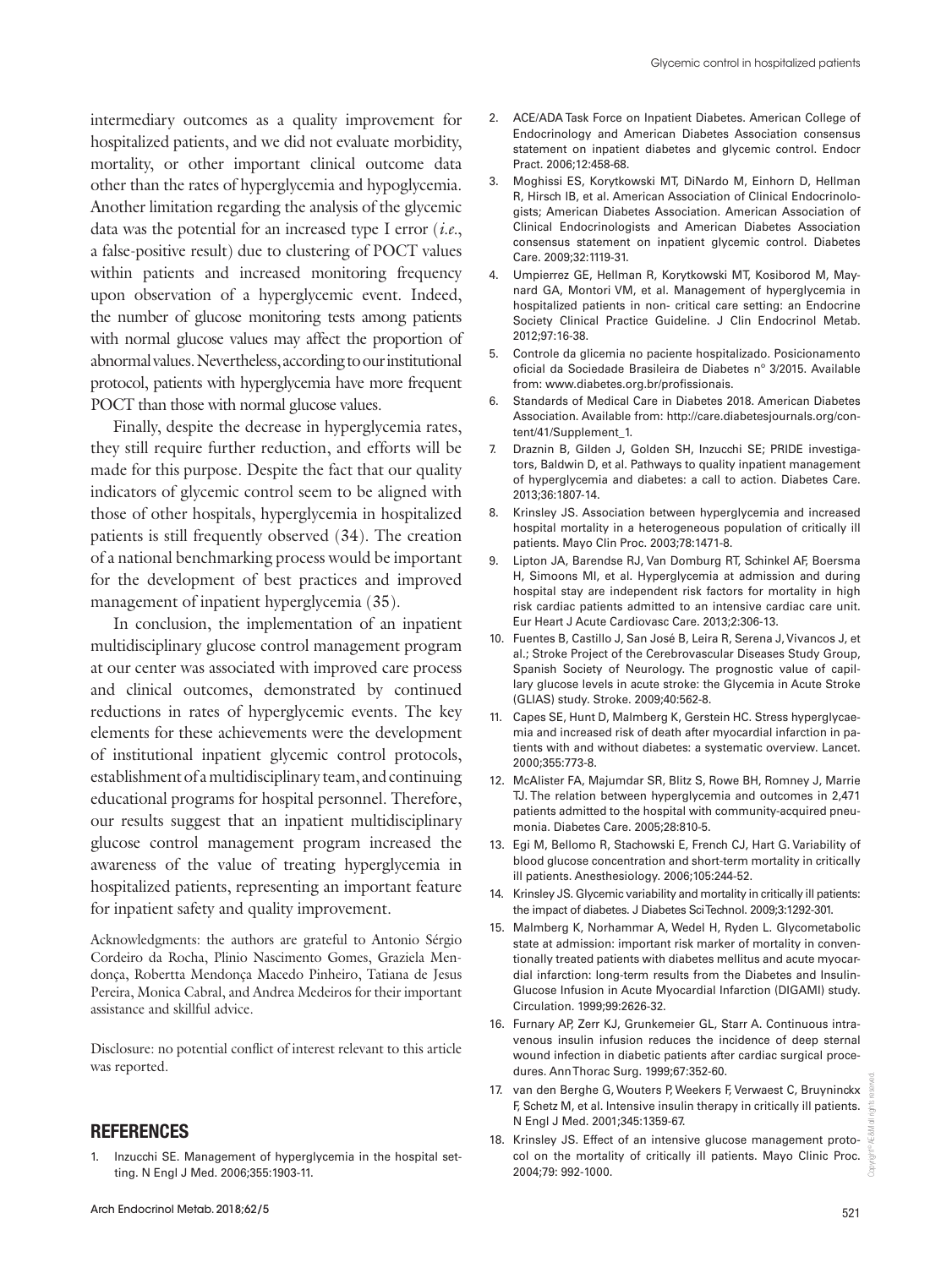intermediary outcomes as a quality improvement for hospitalized patients, and we did not evaluate morbidity, mortality, or other important clinical outcome data other than the rates of hyperglycemia and hypoglycemia. Another limitation regarding the analysis of the glycemic data was the potential for an increased type I error (*i.e.*, a false-positive result) due to clustering of POCT values within patients and increased monitoring frequency upon observation of a hyperglycemic event. Indeed, the number of glucose monitoring tests among patients with normal glucose values may affect the proportion of abnormal values. Nevertheless, according to our institutional protocol, patients with hyperglycemia have more frequent POCT than those with normal glucose values.

Finally, despite the decrease in hyperglycemia rates, they still require further reduction, and efforts will be made for this purpose. Despite the fact that our quality indicators of glycemic control seem to be aligned with those of other hospitals, hyperglycemia in hospitalized patients is still frequently observed (34). The creation of a national benchmarking process would be important for the development of best practices and improved management of inpatient hyperglycemia (35).

In conclusion, the implementation of an inpatient multidisciplinary glucose control management program at our center was associated with improved care process and clinical outcomes, demonstrated by continued reductions in rates of hyperglycemic events. The key elements for these achievements were the development of institutional inpatient glycemic control protocols, establishment of a multidisciplinary team, and continuing educational programs for hospital personnel. Therefore, our results suggest that an inpatient multidisciplinary glucose control management program increased the awareness of the value of treating hyperglycemia in hospitalized patients, representing an important feature for inpatient safety and quality improvement.

Acknowledgments: the authors are grateful to Antonio Sérgio Cordeiro da Rocha, Plinio Nascimento Gomes, Graziela Mendonça, Robertta Mendonça Macedo Pinheiro, Tatiana de Jesus Pereira, Monica Cabral, and Andrea Medeiros for their important assistance and skillful advice.

Disclosure: no potential conflict of interest relevant to this article was reported.

## REFERENCES

1. Inzucchi SE. Management of hyperglycemia in the hospital setting. N Engl J Med. 2006;355:1903-11.
2. ACE/ADA Task Force on Inpatient Diabetes. American College of Endocrinology and American Diabetes Association consensus statement on inpatient diabetes and glycemic control. Endocr Pract. 2006;12:458-68.
3. Moghissi ES, Korytkowski MT, DiNardo M, Einhorn D, Hellman R, Hirsch IB, et al. American Association of Clinical Endocrinologists; American Diabetes Association. American Association of Clinical Endocrinologists and American Diabetes Association consensus statement on inpatient glycemic control. Diabetes Care. 2009;32:1119-31.
4. Umpierrez GE, Hellman R, Korytkowski MT, Kosiborod M, Maynard GA, Montori VM, et al. Management of hyperglycemia in hospitalized patients in non- critical care setting: an Endocrine Society Clinical Practice Guideline. J Clin Endocrinol Metab. 2012;97:16-38.
5. Controle da glicemia no paciente hospitalizado. Posicionamento oficial da Sociedade Brasileira de Diabetes nº 3/2015. Available from: www.diabetes.org.br/profissionais.
6. Standards of Medical Care in Diabetes 2018. American Diabetes Association. Available from: http://care.diabetesjournals.org/content/41/Supplement_1.
7. Draznin B, Gilden J, Golden SH, Inzucchi SE; PRIDE investigators, Baldwin D, et al. Pathways to quality inpatient management of hyperglycemia and diabetes: a call to action. Diabetes Care. 2013;36:1807-14.
8. Krinsley JS. Association between hyperglycemia and increased hospital mortality in a heterogeneous population of critically ill patients. Mayo Clin Proc. 2003;78:1471-8.
9. Lipton JA, Barendse RJ, Van Domburg RT, Schinkel AF, Boersma H, Simoons MI, et al. Hyperglycemia at admission and during hospital stay are independent risk factors for mortality in high risk cardiac patients admitted to an intensive cardiac care unit. Eur Heart J Acute Cardiovasc Care. 2013;2:306-13.
10. Fuentes B, Castillo J, San José B, Leira R, Serena J, Vivancos J, et al.; Stroke Project of the Cerebrovascular Diseases Study Group, Spanish Society of Neurology. The prognostic value of capillary glucose levels in acute stroke: the Glycemia in Acute Stroke (GLIAS) study. Stroke. 2009;40:562-8.
11. Capes SE, Hunt D, Malmberg K, Gerstein HC. Stress hyperglycaemia and increased risk of death after myocardial infarction in patients with and without diabetes: a systematic overview. Lancet. 2000;355:773-8.
12. McAlister FA, Majumdar SR, Blitz S, Rowe BH, Romney J, Marrie TJ. The relation between hyperglycemia and outcomes in 2,471 patients admitted to the hospital with community-acquired pneumonia. Diabetes Care. 2005;28:810-5.
13. Egi M, Bellomo R, Stachowski E, French CJ, Hart G. Variability of blood glucose concentration and short-term mortality in critically ill patients. Anesthesiology. 2006;105:244-52.
14. Krinsley JS. Glycemic variability and mortality in critically ill patients: the impact of diabetes. J Diabetes Sci Technol. 2009;3:1292-301.
15. Malmberg K, Norhammar A, Wedel H, Ryden L. Glycometabolic state at admission: important risk marker of mortality in conventionally treated patients with diabetes mellitus and acute myocardial infarction: long-term results from the Diabetes and Insulin-Glucose Infusion in Acute Myocardial Infarction (DIGAMI) study. Circulation. 1999;99:2626-32.
16. Furnary AP, Zerr KJ, Grunkemeier GL, Starr A. Continuous intravenous insulin infusion reduces the incidence of deep sternal wound infection in diabetic patients after cardiac surgical procedures. Ann Thorac Surg. 1999;67:352-60.
17. van den Berghe G, Wouters P, Weekers F, Verwaest C, Bruyninckx F, Schetz M, et al. Intensive insulin therapy in critically ill patients. N Engl J Med. 2001;345:1359-67.
18. Krinsley JS. Effect of an intensive glucose management protocol on the mortality of critically ill patients. Mayo Clinic Proc. 2004;79: 992-1000.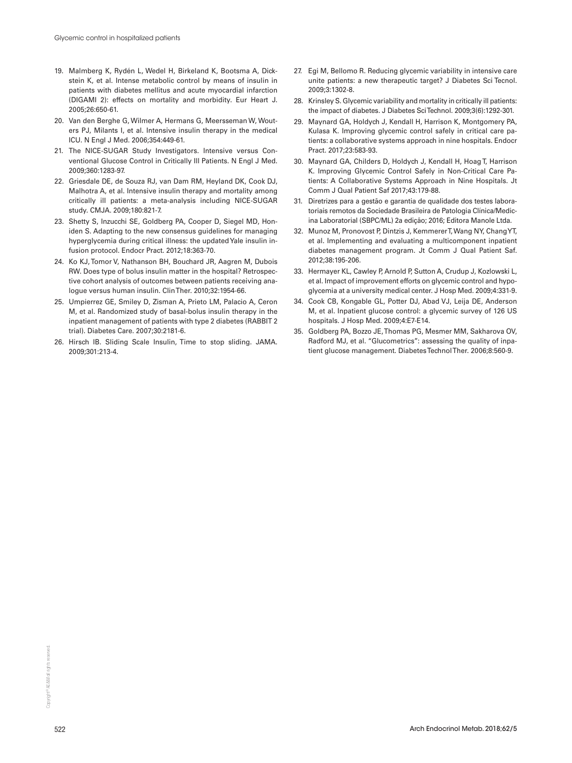19. Malmberg K, Rydén L, Wedel H, Birkeland K, Bootsma A, Dickstein K, et al. Intense metabolic control by means of insulin in patients with diabetes mellitus and acute myocardial infarction (DIGAMI 2): effects on mortality and morbidity. Eur Heart J. 2005;26:650-61.
20. Van den Berghe G, Wilmer A, Hermans G, Meersseman W, Wouters PJ, Milants I, et al. Intensive insulin therapy in the medical ICU. N Engl J Med. 2006;354:449-61.
21. The NICE-SUGAR Study Investigators. Intensive versus Conventional Glucose Control in Critically Ill Patients. N Engl J Med. 2009;360:1283-97.
22. Griesdale DE, de Souza RJ, van Dam RM, Heyland DK, Cook DJ, Malhotra A, et al. Intensive insulin therapy and mortality among critically ill patients: a meta-analysis including NICE-SUGAR study. CMJA. 2009;180:821-7.
23. Shetty S, Inzucchi SE, Goldberg PA, Cooper D, Siegel MD, Honiden S. Adapting to the new consensus guidelines for managing hyperglycemia during critical illness: the updated Yale insulin infusion protocol. Endocr Pract. 2012;18:363-70.
24. Ko KJ, Tomor V, Nathanson BH, Bouchard JR, Aagren M, Dubois RW. Does type of bolus insulin matter in the hospital? Retrospective cohort analysis of outcomes between patients receiving analogue versus human insulin. Clin Ther. 2010;32:1954-66.
25. Umpierrez GE, Smiley D, Zisman A, Prieto LM, Palacio A, Ceron M, et al. Randomized study of basal-bolus insulin therapy in the inpatient management of patients with type 2 diabetes (RABBIT 2 trial). Diabetes Care. 2007;30:2181-6.
26. Hirsch IB. Sliding Scale Insulin, Time to stop sliding. JAMA. 2009;301:213-4.
27. Egi M, Bellomo R. Reducing glycemic variability in intensive care unite patients: a new therapeutic target? J Diabetes Sci Tecnol. 2009;3:1302-8.
28. Krinsley S. Glycemic variability and mortality in critically ill patients: the impact of diabetes. J Diabetes Sci Technol. 2009;3(6):1292-301.
29. Maynard GA, Holdych J, Kendall H, Harrison K, Montgomery PA, Kulasa K. Improving glycemic control safely in critical care patients: a collaborative systems approach in nine hospitals. Endocr Pract. 2017;23:583-93.
30. Maynard GA, Childers D, Holdych J, Kendall H, Hoag T, Harrison K. Improving Glycemic Control Safely in Non-Critical Care Patients: A Collaborative Systems Approach in Nine Hospitals. Jt Comm J Qual Patient Saf 2017;43:179-88.
31. Diretrizes para a gestão e garantia de qualidade dos testes laboratoriais remotos da Sociedade Brasileira de Patologia Clínica/Medicina Laboratorial (SBPC/ML) 2a edição; 2016; Editora Manole Ltda.
32. Munoz M, Pronovost P, Dintzis J, Kemmerer T, Wang NY, Chang YT, et al. Implementing and evaluating a multicomponent inpatient diabetes management program. Jt Comm J Qual Patient Saf. 2012;38:195-206.
33. Hermayer KL, Cawley P, Arnold P, Sutton A, Crudup J, Kozlowski L, et al. Impact of improvement efforts on glycemic control and hypoglycemia at a university medical center. J Hosp Med. 2009;4:331-9.
34. Cook CB, Kongable GL, Potter DJ, Abad VJ, Leija DE, Anderson M, et al. Inpatient glucose control: a glycemic survey of 126 US hospitals. J Hosp Med. 2009;4:E7-E14.
35. Goldberg PA, Bozzo JE, Thomas PG, Mesmer MM, Sakharova OV, Radford MJ, et al. "Glucometrics": assessing the quality of inpatient glucose management. Diabetes Technol Ther. 2006;8:560-9.